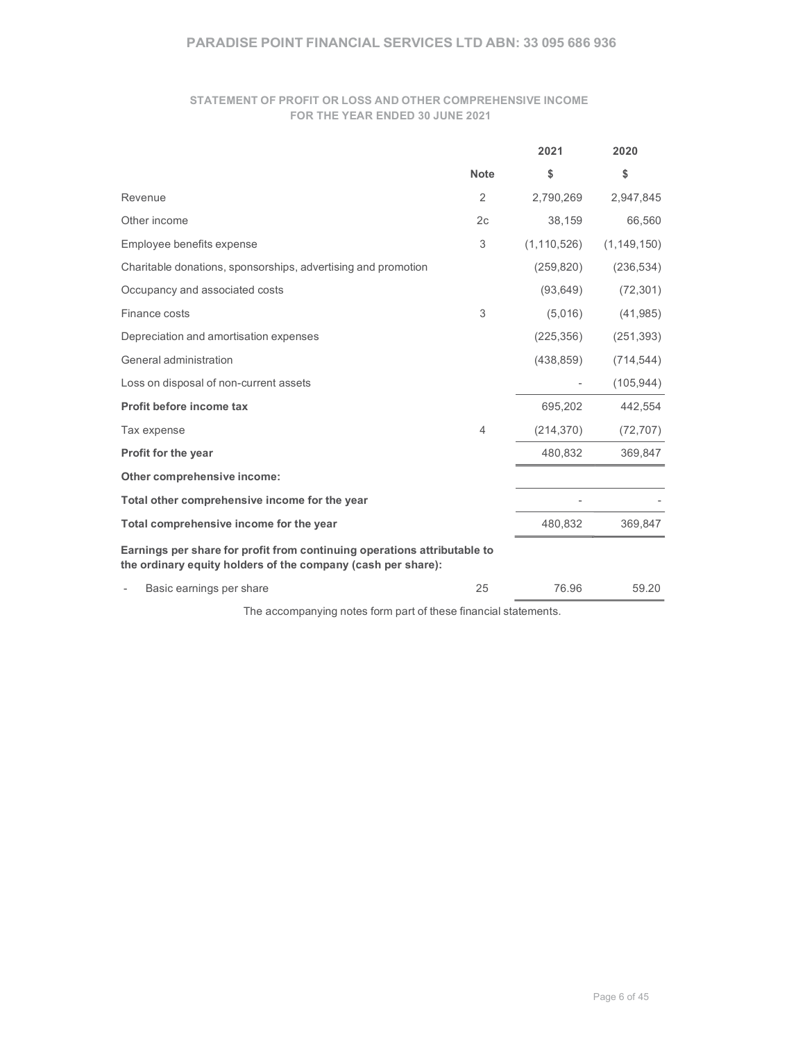# PARADISE POINT FINANCIAL SERVICES LTD ABN: 33 095 686 936

## STATEMENT OF PROFIT OR LOSS AND OTHER COMPREHENSIVE INCOME
## FOR THE YEAR ENDED 30 JUNE 2021

| | Note | 2021 | 2020 |
|---|---|---|---|
| | | $ | $ |
| Revenue | 2 | 2,790,269 | 2,947,845 |
| Other income | 2c | 38,159 | 66,560 |
| Employee benefits expense | 3 | (1,110,526) | (1,149,150) |
| Charitable donations, sponsorships, advertising and promotion | | (259,820) | (236,534) |
| Occupancy and associated costs | | (93,649) | (72,301) |
| Finance costs | 3 | (5,016) | (41,985) |
| Depreciation and amortisation expenses | | (225,356) | (251,393) |
| General administration | | (438,859) | (714,544) |
| Loss on disposal of non-current assets | | - | (105,944) |
| **Profit before income tax** | | 695,202 | 442,554 |
| Tax expense | 4 | (214,370) | (72,707) |
| **Profit for the year** | | 480,832 | 369,847 |
| **Other comprehensive income:** | | | |
| **Total other comprehensive income for the year** | | - | - |
| **Total comprehensive income for the year** | | 480,832 | 369,847 |
| **Earnings per share for profit from continuing operations attributable to the ordinary equity holders of the company (cash per share):** | | | |
| - Basic earnings per share | 25 | 76.96 | 59.20 |

The accompanying notes form part of these financial statements.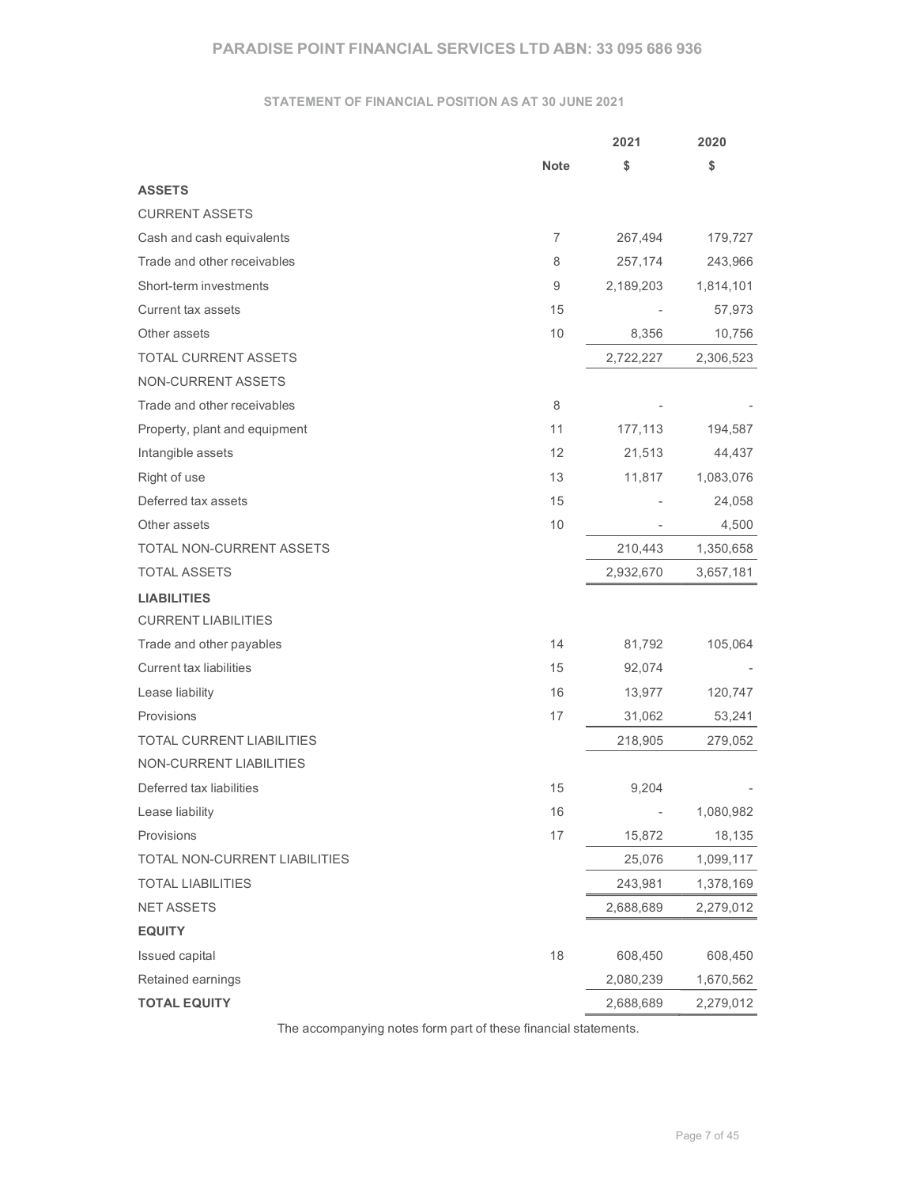# PARADISE POINT FINANCIAL SERVICES LTD ABN: 33 095 686 936

## STATEMENT OF FINANCIAL POSITION AS AT 30 JUNE 2021

| | Note | 2021 | 2020 |
|---|---|---|---|
| | | $ | $ |
| **ASSETS** | | | |
| CURRENT ASSETS | | | |
| Cash and cash equivalents | 7 | 267,494 | 179,727 |
| Trade and other receivables | 8 | 257,174 | 243,966 |
| Short-term investments | 9 | 2,189,203 | 1,814,101 |
| Current tax assets | 15 | - | 57,973 |
| Other assets | 10 | 8,356 | 10,756 |
| TOTAL CURRENT ASSETS | | 2,722,227 | 2,306,523 |
| NON-CURRENT ASSETS | | | |
| Trade and other receivables | 8 | - | - |
| Property, plant and equipment | 11 | 177,113 | 194,587 |
| Intangible assets | 12 | 21,513 | 44,437 |
| Right of use | 13 | 11,817 | 1,083,076 |
| Deferred tax assets | 15 | - | 24,058 |
| Other assets | 10 | - | 4,500 |
| TOTAL NON-CURRENT ASSETS | | 210,443 | 1,350,658 |
| TOTAL ASSETS | | 2,932,670 | 3,657,181 |
| **LIABILITIES** | | | |
| CURRENT LIABILITIES | | | |
| Trade and other payables | 14 | 81,792 | 105,064 |
| Current tax liabilities | 15 | 92,074 | - |
| Lease liability | 16 | 13,977 | 120,747 |
| Provisions | 17 | 31,062 | 53,241 |
| TOTAL CURRENT LIABILITIES | | 218,905 | 279,052 |
| NON-CURRENT LIABILITIES | | | |
| Deferred tax liabilities | 15 | 9,204 | - |
| Lease liability | 16 | - | 1,080,982 |
| Provisions | 17 | 15,872 | 18,135 |
| TOTAL NON-CURRENT LIABILITIES | | 25,076 | 1,099,117 |
| TOTAL LIABILITIES | | 243,981 | 1,378,169 |
| NET ASSETS | | 2,688,689 | 2,279,012 |
| **EQUITY** | | | |
| Issued capital | 18 | 608,450 | 608,450 |
| Retained earnings | | 2,080,239 | 1,670,562 |
| **TOTAL EQUITY** | | 2,688,689 | 2,279,012 |

The accompanying notes form part of these financial statements.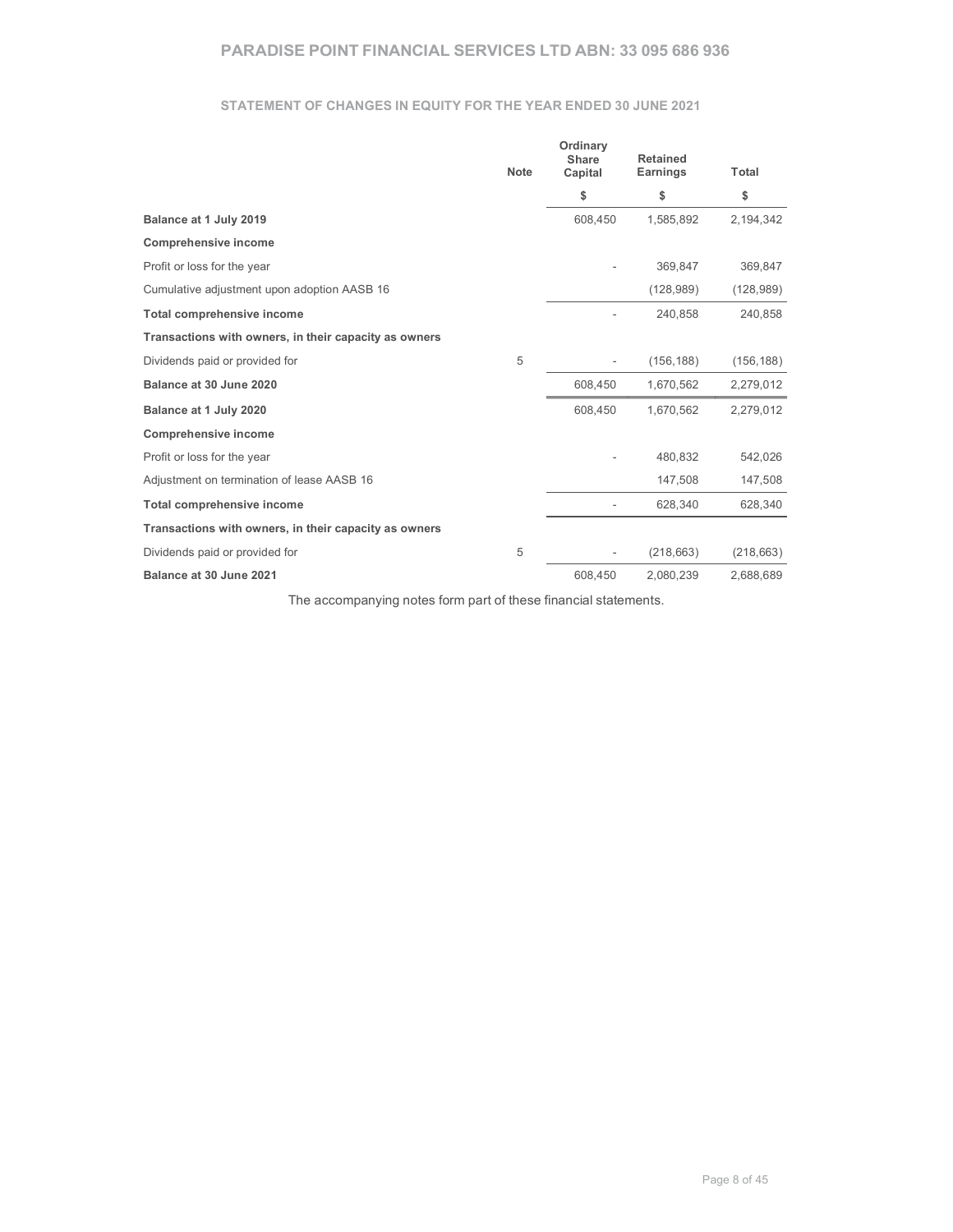## PARADISE POINT FINANCIAL SERVICES LTD ABN: 33 095 686 936

### STATEMENT OF CHANGES IN EQUITY FOR THE YEAR ENDED 30 JUNE 2021

| | Note | Ordinary Share Capital | Retained Earnings | Total |
|---|---|---|---|---|
| | | $ | $ | $ |
| **Balance at 1 July 2019** | | 608,450 | 1,585,892 | 2,194,342 |
| **Comprehensive income** | | | | |
| Profit or loss for the year | | - | 369,847 | 369,847 |
| Cumulative adjustment upon adoption AASB 16 | | | (128,989) | (128,989) |
| **Total comprehensive income** | | - | 240,858 | 240,858 |
| **Transactions with owners, in their capacity as owners** | | | | |
| Dividends paid or provided for | 5 | - | (156,188) | (156,188) |
| **Balance at 30 June 2020** | | 608,450 | 1,670,562 | 2,279,012 |
| **Balance at 1 July 2020** | | 608,450 | 1,670,562 | 2,279,012 |
| **Comprehensive income** | | | | |
| Profit or loss for the year | | - | 480,832 | 542,026 |
| Adjustment on termination of lease AASB 16 | | | 147,508 | 147,508 |
| **Total comprehensive income** | | - | 628,340 | 628,340 |
| **Transactions with owners, in their capacity as owners** | | | | |
| Dividends paid or provided for | 5 | - | (218,663) | (218,663) |
| **Balance at 30 June 2021** | | 608,450 | 2,080,239 | 2,688,689 |

The accompanying notes form part of these financial statements.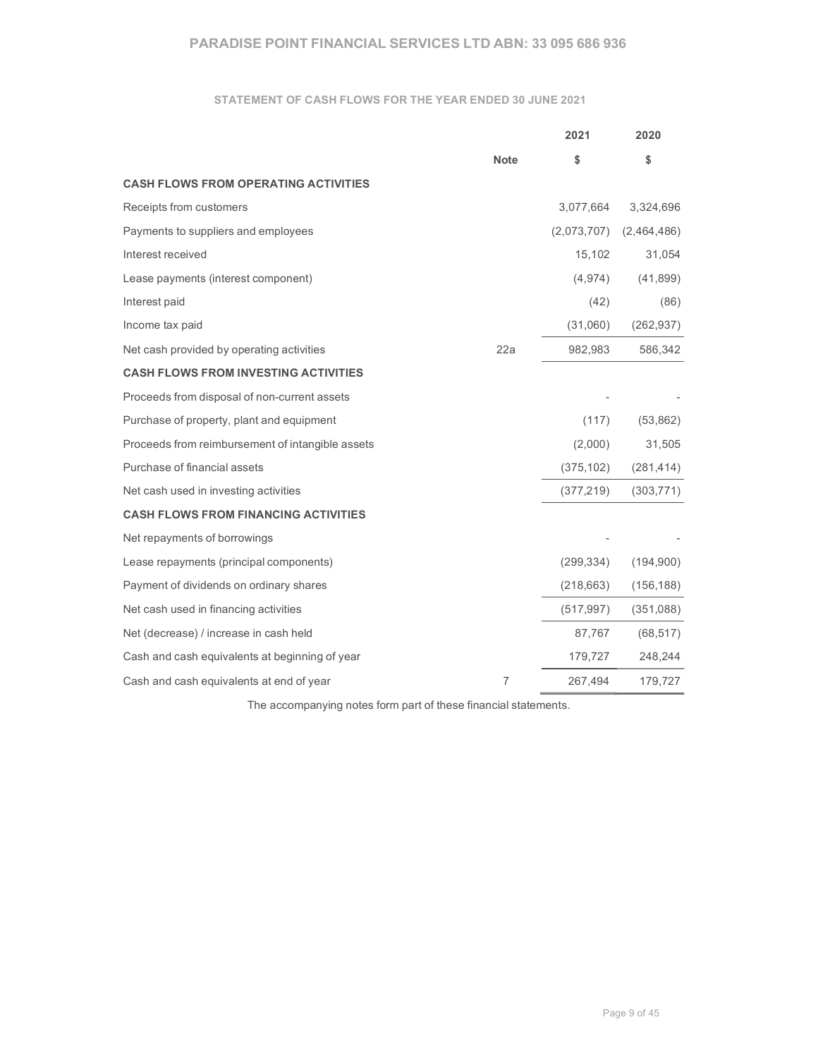# PARADISE POINT FINANCIAL SERVICES LTD ABN: 33 095 686 936

## STATEMENT OF CASH FLOWS FOR THE YEAR ENDED 30 JUNE 2021

| | Note | 2021<br>$ | 2020<br>$ |
|---|---|---|---|
| **CASH FLOWS FROM OPERATING ACTIVITIES** | | | |
| Receipts from customers | | 3,077,664 | 3,324,696 |
| Payments to suppliers and employees | | (2,073,707) | (2,464,486) |
| Interest received | | 15,102 | 31,054 |
| Lease payments (interest component) | | (4,974) | (41,899) |
| Interest paid | | (42) | (86) |
| Income tax paid | | (31,060) | (262,937) |
| Net cash provided by operating activities | 22a | 982,983 | 586,342 |
| **CASH FLOWS FROM INVESTING ACTIVITIES** | | | |
| Proceeds from disposal of non-current assets | | - | - |
| Purchase of property, plant and equipment | | (117) | (53,862) |
| Proceeds from reimbursement of intangible assets | | (2,000) | 31,505 |
| Purchase of financial assets | | (375,102) | (281,414) |
| Net cash used in investing activities | | (377,219) | (303,771) |
| **CASH FLOWS FROM FINANCING ACTIVITIES** | | | |
| Net repayments of borrowings | | - | - |
| Lease repayments (principal components) | | (299,334) | (194,900) |
| Payment of dividends on ordinary shares | | (218,663) | (156,188) |
| Net cash used in financing activities | | (517,997) | (351,088) |
| Net (decrease) / increase in cash held | | 87,767 | (68,517) |
| Cash and cash equivalents at beginning of year | | 179,727 | 248,244 |
| Cash and cash equivalents at end of year | 7 | 267,494 | 179,727 |

The accompanying notes form part of these financial statements.